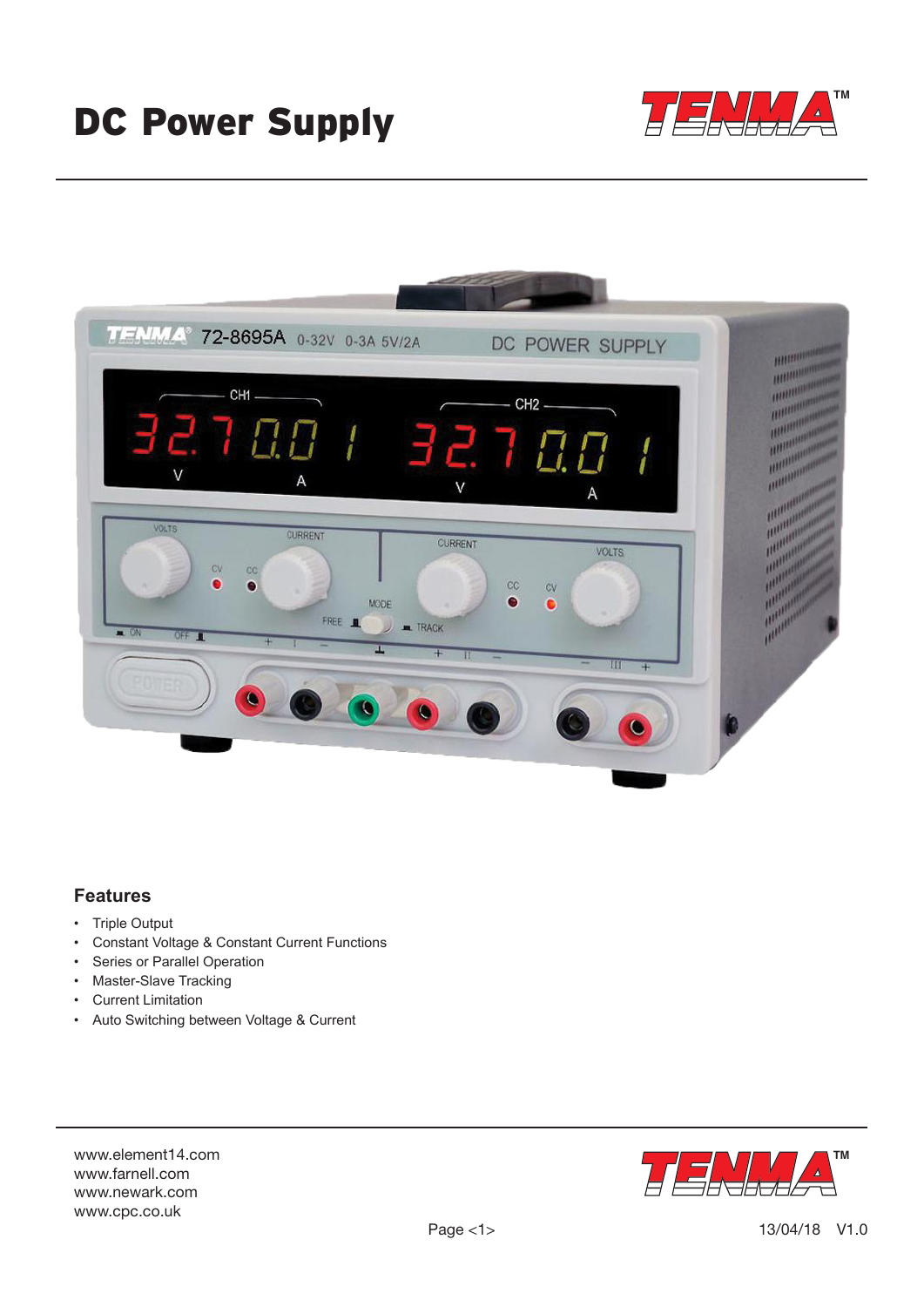# DC Power Supply

## Features

- Triple Output
- Constant Voltage & Constant Current Functions
- Series or Parallel Operation
- Master-Slave Tracking
- Current Limitation
- Auto Switching between Voltage & Current

www.element14.com
www.farnell.com
www.newark.com
www.cpc.co.uk

13/04/18 V1.0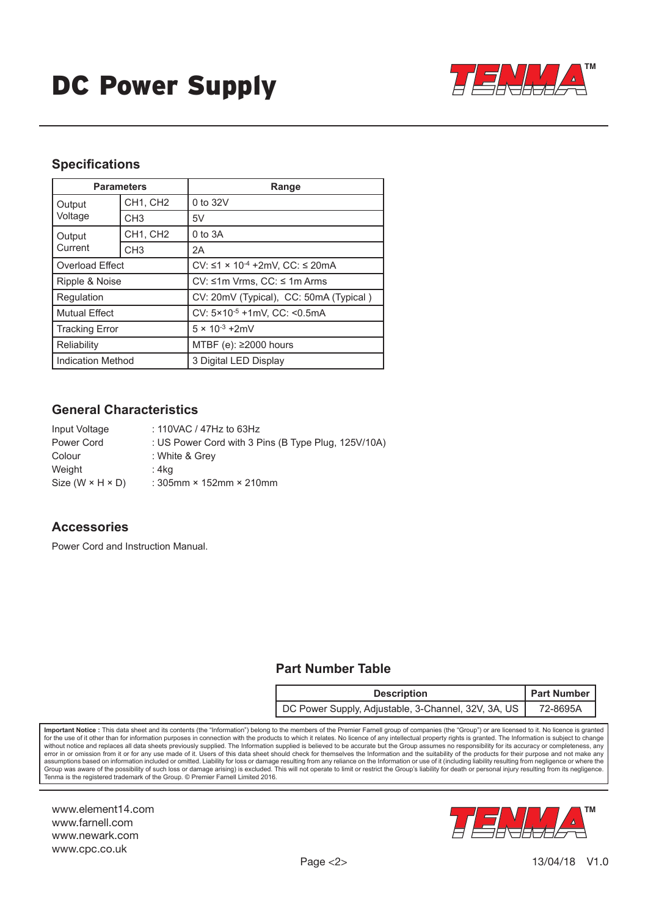# DC Power Supply

## Specifications

| Parameters | | Range |
|---|---|---|
| Output Voltage | CH1, CH2 | 0 to 32V |
| | CH3 | 5V |
| Output Current | CH1, CH2 | 0 to 3A |
| | CH3 | 2A |
| Overload Effect | | CV: ≤1 × $10^{-4}$ +2mV, CC: ≤ 20mA |
| Ripple & Noise | | CV: ≤1m Vrms, CC: ≤ 1m Arms |
| Regulation | | CV: 20mV (Typical), CC: 50mA (Typical ) |
| Mutual Effect | | CV: 5×$10^{-5}$ +1mV, CC: <0.5mA |
| Tracking Error | | 5 × $10^{-3}$ +2mV |
| Reliability | | MTBF (e): ≥2000 hours |
| Indication Method | | 3 Digital LED Display |

## General Characteristics

| | |
|---|---|
| Input Voltage | : 110VAC / 47Hz to 63Hz |
| Power Cord | : US Power Cord with 3 Pins (B Type Plug, 125V/10A) |
| Colour | : White & Grey |
| Weight | : 4kg |
| Size (W × H × D) | : 305mm × 152mm × 210mm |

## Accessories

Power Cord and Instruction Manual.

## Part Number Table

| Description | Part Number |
|---|---|
| DC Power Supply, Adjustable, 3-Channel, 32V, 3A, US | 72-8695A |

**Important Notice :** This data sheet and its contents (the "Information") belong to the members of the Premier Farnell group of companies (the "Group") or are licensed to it. No licence is granted for the use of it other than for information purposes in connection with the products to which it relates. No licence of any intellectual property rights is granted. The Information is subject to change without notice and replaces all data sheets previously supplied. The Information supplied is believed to be accurate but the Group assumes no responsibility for its accuracy or completeness, any error in or omission from it or for any use made of it. Users of this data sheet should check for themselves the Information and the suitability of the products for their purpose and not make any assumptions based on information included or omitted. Liability for loss or damage resulting from any reliance on the Information or use of it (including liability resulting from negligence or where the Group was aware of the possibility of such loss or damage arising) is excluded. This will not operate to limit or restrict the Group's liability for death or personal injury resulting from its negligence. Tenma is the registered trademark of the Group. © Premier Farnell Limited 2016.

www.element14.com
www.farnell.com
www.newark.com
www.cpc.co.uk

13/04/18 V1.0